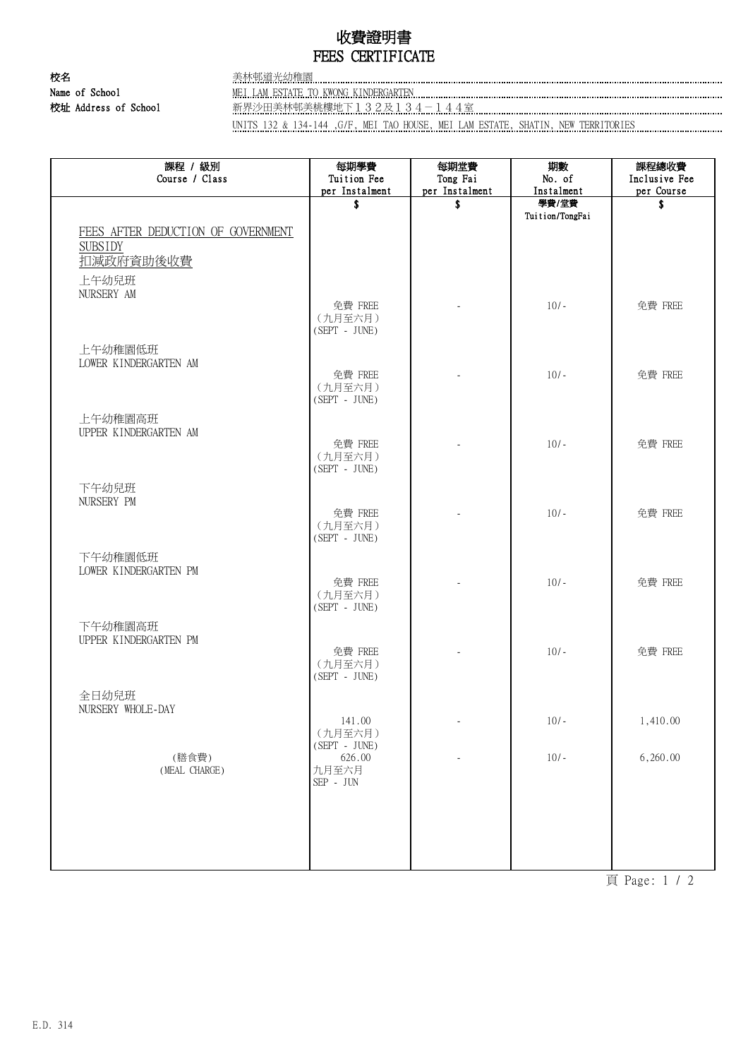# 收費證明書
# FEES CERTIFICATE

**校名**
**Name of School**　美林邨道光幼稚園
MEI LAM ESTATE TO KWONG KINDERGARTEN

**校址 Address of School**　新界沙田美林邨美桃樓地下１３２及１３４－１４４室
UNITS 132 & 134-144 ,G/F, MEI TAO HOUSE, MEI LAM ESTATE, SHATIN, NEW TERRITORIES

| 課程 / 級別<br>Course / Class | 每期學費<br>Tuition Fee<br>per Instalment | 每期堂費<br>Tong Fai<br>per Instalment | 期數<br>No. of<br>Instalment | 課程總收費<br>Inclusive Fee<br>per Course |
|---|---|---|---|---|
| | $ | $ | 學費/堂費<br>Tuition/TongFai | $ |
| FEES AFTER DEDUCTION OF GOVERNMENT SUBSIDY<br>扣減政府資助後收費 | | | | |
| 上午幼兒班<br>NURSERY AM | 免費 FREE<br>（九月至六月）<br>(SEPT - JUNE) | - | 10/- | 免費 FREE |
| 上午幼稚園低班<br>LOWER KINDERGARTEN AM | 免費 FREE<br>（九月至六月）<br>(SEPT - JUNE) | - | 10/- | 免費 FREE |
| 上午幼稚園高班<br>UPPER KINDERGARTEN AM | 免費 FREE<br>（九月至六月）<br>(SEPT - JUNE) | - | 10/- | 免費 FREE |
| 下午幼兒班<br>NURSERY PM | 免費 FREE<br>（九月至六月）<br>(SEPT - JUNE) | - | 10/- | 免費 FREE |
| 下午幼稚園低班<br>LOWER KINDERGARTEN PM | 免費 FREE<br>（九月至六月）<br>(SEPT - JUNE) | - | 10/- | 免費 FREE |
| 下午幼稚園高班<br>UPPER KINDERGARTEN PM | 免費 FREE<br>（九月至六月）<br>(SEPT - JUNE) | - | 10/- | 免費 FREE |
| 全日幼兒班<br>NURSERY WHOLE-DAY | 141.00<br>（九月至六月）<br>(SEPT - JUNE) | - | 10/- | 1,410.00 |
| (膳食費)<br>(MEAL CHARGE) | 626.00<br>九月至六月<br>SEP - JUN | - | 10/- | 6,260.00 |

E.D. 314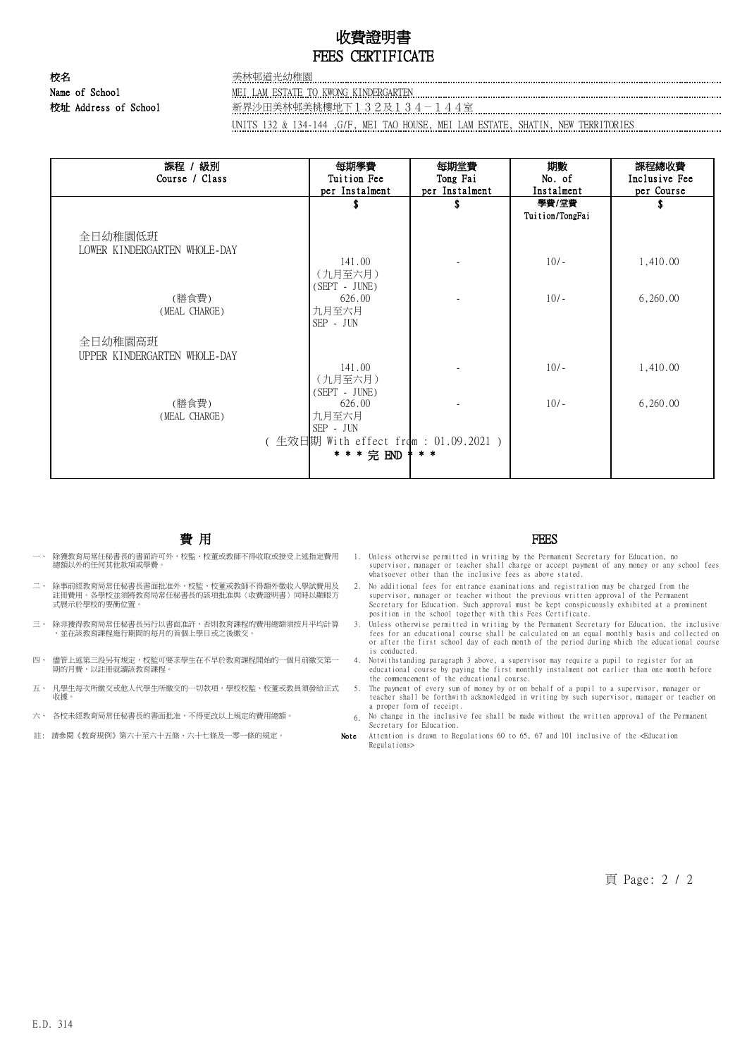# 收費證明書
# FEES CERTIFICATE

**校名** 美林邨道光幼稚園

**Name of School** MEI LAM ESTATE TO KWONG KINDERGARTEN

**校址 Address of School** 新界沙田美林邨美桃樓地下１３２及１３４－１４４室

UNITS 132 & 134-144 ,G/F, MEI TAO HOUSE, MEI LAM ESTATE, SHATIN, NEW TERRITORIES

| 課程 / 級別 Course / Class | 每期學費 Tuition Fee per Instalment | 每期堂費 Tong Fai per Instalment | 期數 No. of Instalment | 課程總收費 Inclusive Fee per Course |
|---|---|---|---|---|
| | $ | $ | 學費/堂費 Tuition/TongFai | $ |
| 全日幼稚園低班 LOWER KINDERGARTEN WHOLE-DAY | | | | |
| | 141.00 (九月至六月) (SEPT - JUNE) | - | 10/- | 1,410.00 |
| (膳食費) (MEAL CHARGE) | 626.00 九月至六月 SEP - JUN | - | 10/- | 6,260.00 |
| 全日幼稚園高班 UPPER KINDERGARTEN WHOLE-DAY | | | | |
| | 141.00 (九月至六月) (SEPT - JUNE) | - | 10/- | 1,410.00 |
| (膳食費) (MEAL CHARGE) | 626.00 九月至六月 SEP - JUN | - | 10/- | 6,260.00 |
| ( 生效日期 With effect from : 01.09.2021 ) | | | | |
| * * * 完 END * * * | | | | |

## 費 用

一、 除獲教育局常任秘書長的書面許可外，校監、校董或教師不得收取或接受上述指定費用總額以外的任何其他款項或學費。

二、 除事前經教育局常任秘書長書面批准外，校監、校董或教師不得額外徵收入學試費用及註冊費用。各學校並須將教育局常任秘書長的該項批准與〈收費證明書〉同時以顯眼方式展示於學校的要衝位置。

三、 除非獲得教育局常任秘書長另行以書面准許，否則教育課程的費用總額須按月平均計算，並在該教育課程進行期間的每月的首個上學日或之後繳交。

四、 儘管上述第三段另有規定，校監可要求學生在不早於教育課程開始的一個月前繳交第一期的月費，以註冊就讀該教育課程。

五、 凡學生每次所繳交或他人代學生所繳交的一切款項，學校校監、校董或教員須發給正式收據。

六、 各校未經教育局常任秘書長的書面批准，不得更改以上規定的費用總額。

註: 請參閱《教育規例》第六十至六十五條、六十七條及一零一條的規定。

## FEES

1. Unless otherwise permitted in writing by the Permanent Secretary for Education, no supervisor, manager or teacher shall charge or accept payment of any money or any school fees whatsoever other than the inclusive fees as above stated.
2. No additional fees for entrance examinations and registration may be charged from the supervisor, manager or teacher without the previous written approval of the Permanent Secretary for Education. Such approval must be kept conspicuously exhibited at a prominent position in the school together with this Fees Certificate.
3. Unless otherwise permitted in writing by the Permanent Secretary for Education, the inclusive fees for an educational course shall be calculated on an equal monthly basis and collected on or after the first school day of each month of the period during which the educational course is conducted.
4. Notwithstanding paragraph 3 above, a supervisor may require a pupil to register for an educational course by paying the first monthly instalment not earlier than one month before the commencement of the educational course.
5. The payment of every sum of money by or on behalf of a pupil to a supervisor, manager or teacher shall be forthwith acknowledged in writing by such supervisor, manager or teacher on a proper form of receipt.
6. No change in the inclusive fee shall be made without the written approval of the Permanent Secretary for Education.

**Note** Attention is drawn to Regulations 60 to 65, 67 and 101 inclusive of the <Education Regulations>

E.D. 314